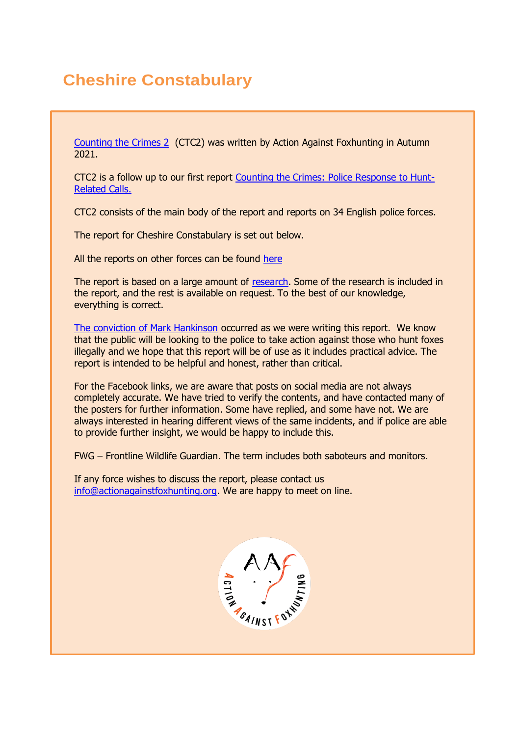# Cheshire Constabulary

Counting the Crimes 2 (CTC2) was written by Action Against Foxhunting in Autumn 2021.

CTC2 is a follow up to our first report Counting the Crimes: Police Response to Hunt-Related Calls.

CTC2 consists of the main body of the report and reports on 34 English police forces.

The report for Cheshire Constabulary is set out below.

All the reports on other forces can be found here

The report is based on a large amount of research. Some of the research is included in the report, and the rest is available on request. To the best of our knowledge, everything is correct.

The conviction of Mark Hankinson occurred as we were writing this report. We know that the public will be looking to the police to take action against those who hunt foxes illegally and we hope that this report will be of use as it includes practical advice. The report is intended to be helpful and honest, rather than critical.

For the Facebook links, we are aware that posts on social media are not always completely accurate. We have tried to verify the contents, and have contacted many of the posters for further information. Some have replied, and some have not. We are always interested in hearing different views of the same incidents, and if police are able to provide further insight, we would be happy to include this.

FWG – Frontline Wildlife Guardian. The term includes both saboteurs and monitors.

If any force wishes to discuss the report, please contact us info@actionagainstfoxhunting.org. We are happy to meet on line.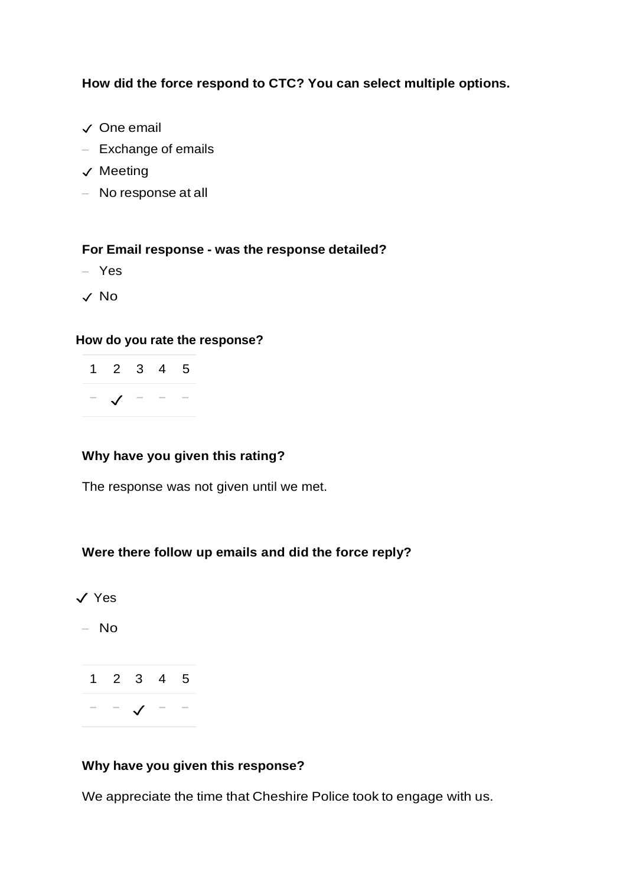**How did the force respond to CTC? You can select multiple options.**

- ✓ One email
- – Exchange of emails
- ✓ Meeting
- – No response at all

**For Email response - was the response detailed?**

- – Yes
- ✓ No

**How do you rate the response?**

| 1 | 2 | 3 | 4 | 5 |
|---|---|---|---|---|
| – | ✓ | – | – | – |

**Why have you given this rating?**

The response was not given until we met.

**Were there follow up emails and did the force reply?**

- ✓ Yes
- – No

| 1 | 2 | 3 | 4 | 5 |
|---|---|---|---|---|
| – | – | ✓ | – | – |

**Why have you given this response?**

We appreciate the time that Cheshire Police took to engage with us.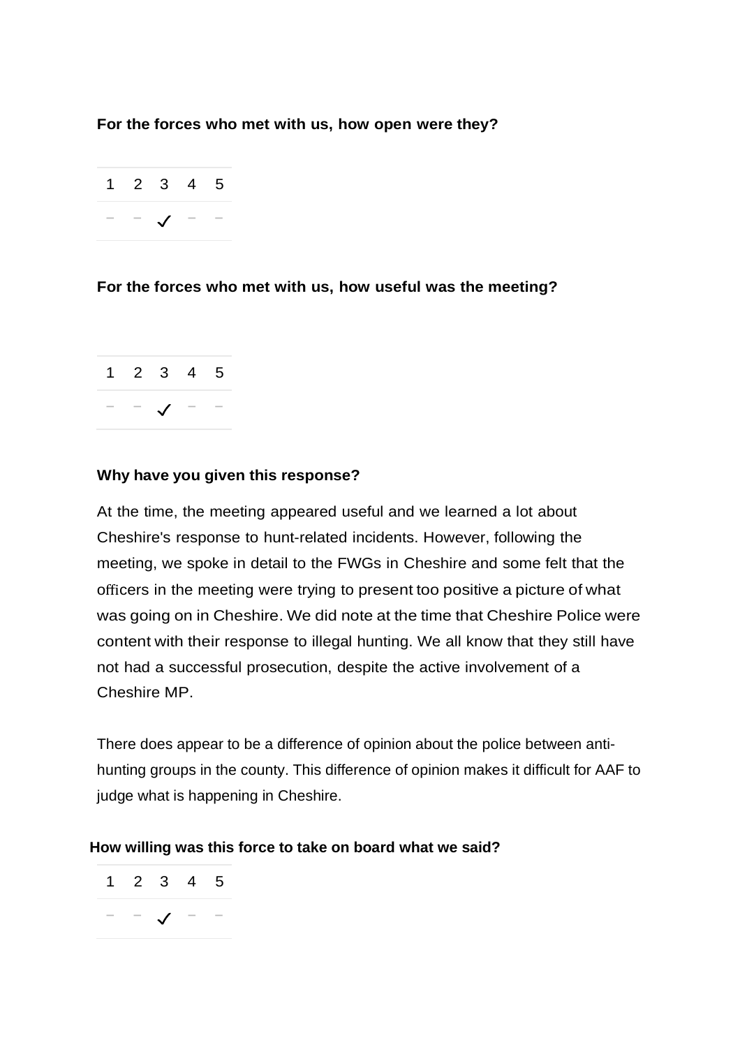**For the forces who met with us, how open were they?**

| 1 | 2 | 3 | 4 | 5 |
|---|---|---|---|---|
| – | – | ✓ | – | – |

**For the forces who met with us, how useful was the meeting?**

| 1 | 2 | 3 | 4 | 5 |
|---|---|---|---|---|
| – | – | ✓ | – | – |

**Why have you given this response?**

At the time, the meeting appeared useful and we learned a lot about Cheshire's response to hunt-related incidents. However, following the meeting, we spoke in detail to the FWGs in Cheshire and some felt that the officers in the meeting were trying to present too positive a picture of what was going on in Cheshire. We did note at the time that Cheshire Police were content with their response to illegal hunting. We all know that they still have not had a successful prosecution, despite the active involvement of a Cheshire MP.

There does appear to be a difference of opinion about the police between anti-hunting groups in the county. This difference of opinion makes it difficult for AAF to judge what is happening in Cheshire.

**How willing was this force to take on board what we said?**

| 1 | 2 | 3 | 4 | 5 |
|---|---|---|---|---|
| – | – | ✓ | – | – |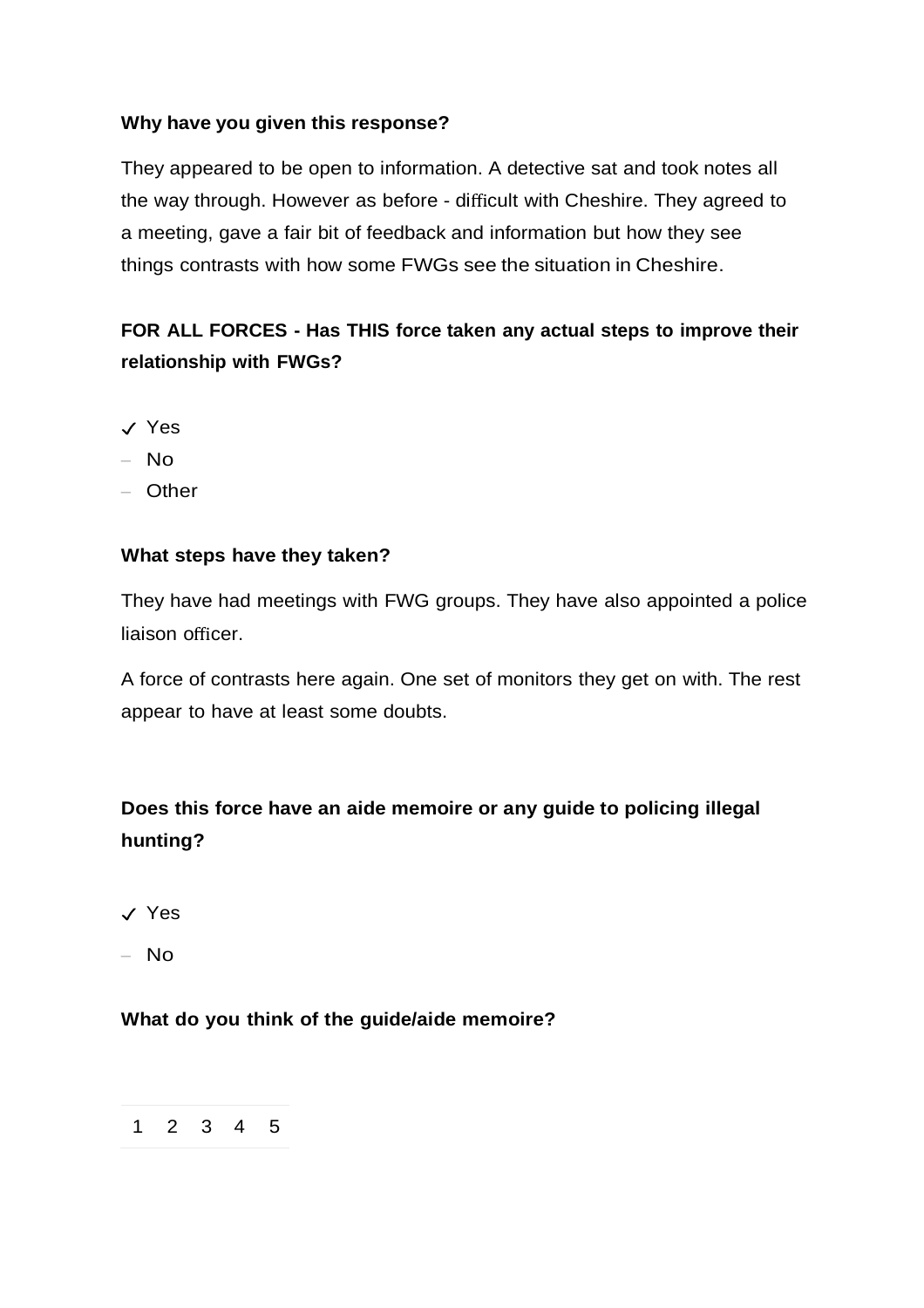**Why have you given this response?**

They appeared to be open to information. A detective sat and took notes all the way through. However as before - difficult with Cheshire. They agreed to a meeting, gave a fair bit of feedback and information but how they see things contrasts with how some FWGs see the situation in Cheshire.

**FOR ALL FORCES - Has THIS force taken any actual steps to improve their relationship with FWGs?**

✓ Yes
– No
– Other

**What steps have they taken?**

They have had meetings with FWG groups. They have also appointed a police liaison officer.

A force of contrasts here again. One set of monitors they get on with. The rest appear to have at least some doubts.

**Does this force have an aide memoire or any guide to policing illegal hunting?**

✓ Yes
– No

**What do you think of the guide/aide memoire?**

| 1 | 2 | 3 | 4 | 5 |
|---|---|---|---|---|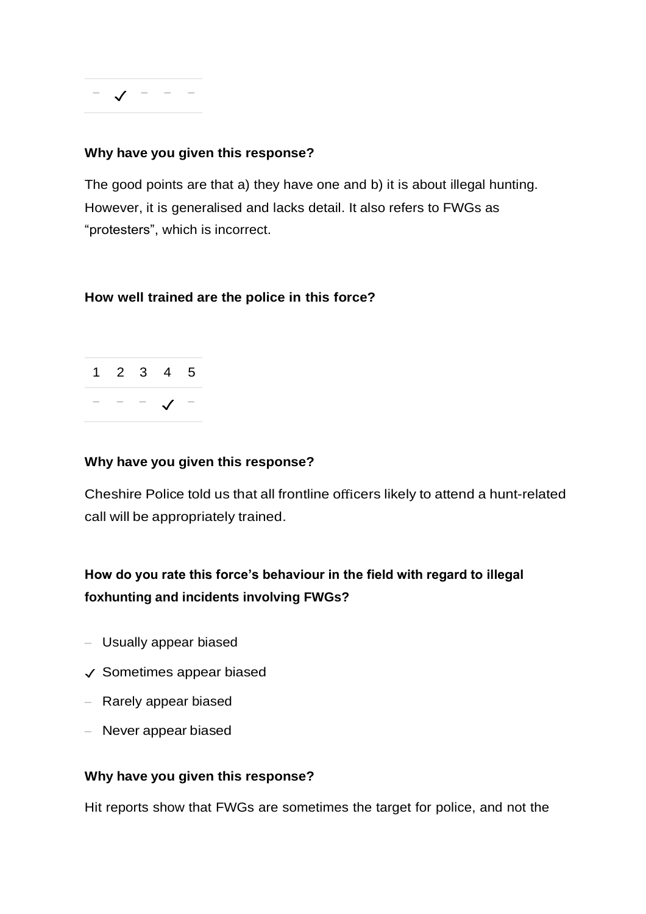| – | ✓ | – | – | – |
|---|---|---|---|---|

**Why have you given this response?**

The good points are that a) they have one and b) it is about illegal hunting. However, it is generalised and lacks detail. It also refers to FWGs as “protesters”, which is incorrect.

**How well trained are the police in this force?**

| 1 | 2 | 3 | 4 | 5 |
|---|---|---|---|---|
| – | – | – | ✓ | – |

**Why have you given this response?**

Cheshire Police told us that all frontline officers likely to attend a hunt-related call will be appropriately trained.

**How do you rate this force’s behaviour in the field with regard to illegal foxhunting and incidents involving FWGs?**

- – Usually appear biased
- ✓ Sometimes appear biased
- – Rarely appear biased
- – Never appear biased

**Why have you given this response?**

Hit reports show that FWGs are sometimes the target for police, and not the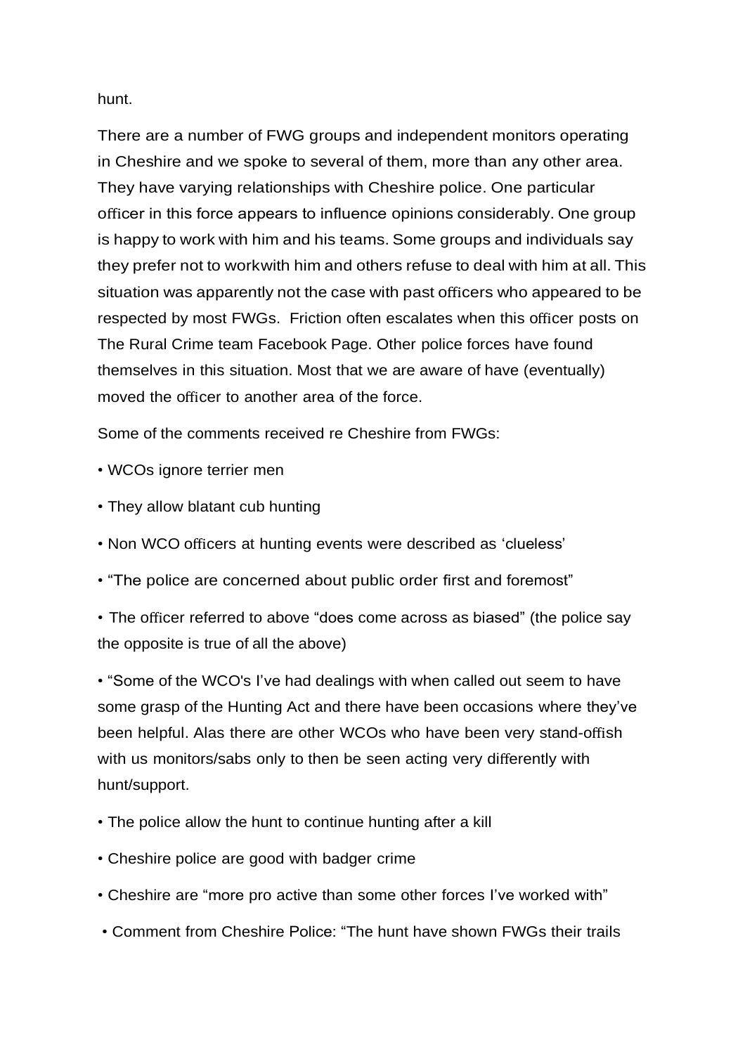hunt.

There are a number of FWG groups and independent monitors operating in Cheshire and we spoke to several of them, more than any other area. They have varying relationships with Cheshire police. One particular officer in this force appears to influence opinions considerably. One group is happy to work with him and his teams. Some groups and individuals say they prefer not to workwith him and others refuse to deal with him at all. This situation was apparently not the case with past officers who appeared to be respected by most FWGs. Friction often escalates when this officer posts on The Rural Crime team Facebook Page. Other police forces have found themselves in this situation. Most that we are aware of have (eventually) moved the officer to another area of the force.

Some of the comments received re Cheshire from FWGs:

- WCOs ignore terrier men
- They allow blatant cub hunting
- Non WCO officers at hunting events were described as 'clueless'
- "The police are concerned about public order first and foremost"
- The officer referred to above "does come across as biased" (the police say the opposite is true of all the above)
- "Some of the WCO's I've had dealings with when called out seem to have some grasp of the Hunting Act and there have been occasions where they've been helpful. Alas there are other WCOs who have been very stand-offish with us monitors/sabs only to then be seen acting very differently with hunt/support.
- The police allow the hunt to continue hunting after a kill
- Cheshire police are good with badger crime
- Cheshire are "more pro active than some other forces I've worked with"
- Comment from Cheshire Police: "The hunt have shown FWGs their trails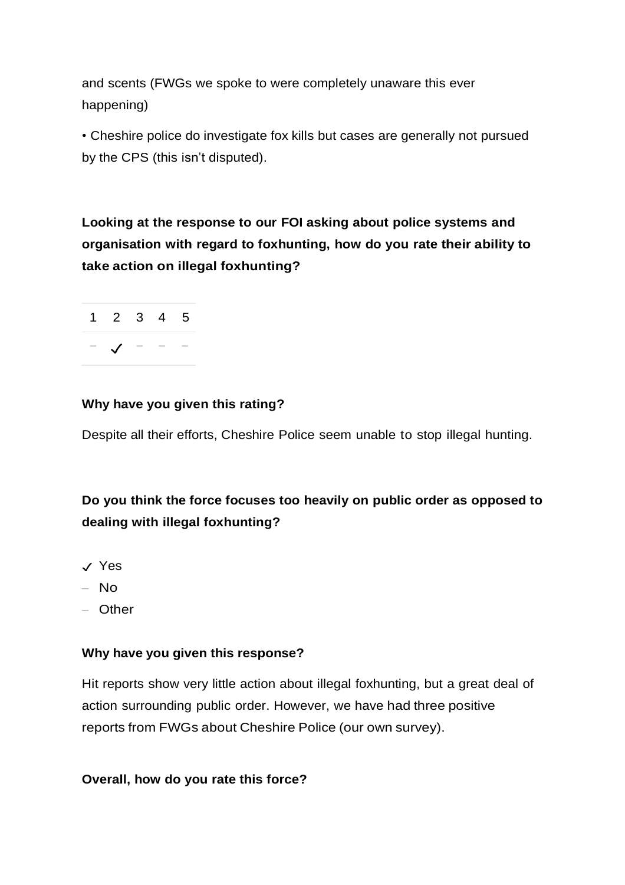and scents (FWGs we spoke to were completely unaware this ever happening)

• Cheshire police do investigate fox kills but cases are generally not pursued by the CPS (this isn't disputed).

**Looking at the response to our FOI asking about police systems and organisation with regard to foxhunting, how do you rate their ability to take action on illegal foxhunting?**

| 1 | 2 | 3 | 4 | 5 |
|---|---|---|---|---|
| – | ✓ | – | – | – |

**Why have you given this rating?**

Despite all their efforts, Cheshire Police seem unable to stop illegal hunting.

**Do you think the force focuses too heavily on public order as opposed to dealing with illegal foxhunting?**

- ✓ Yes
- – No
- – Other

**Why have you given this response?**

Hit reports show very little action about illegal foxhunting, but a great deal of action surrounding public order. However, we have had three positive reports from FWGs about Cheshire Police (our own survey).

**Overall, how do you rate this force?**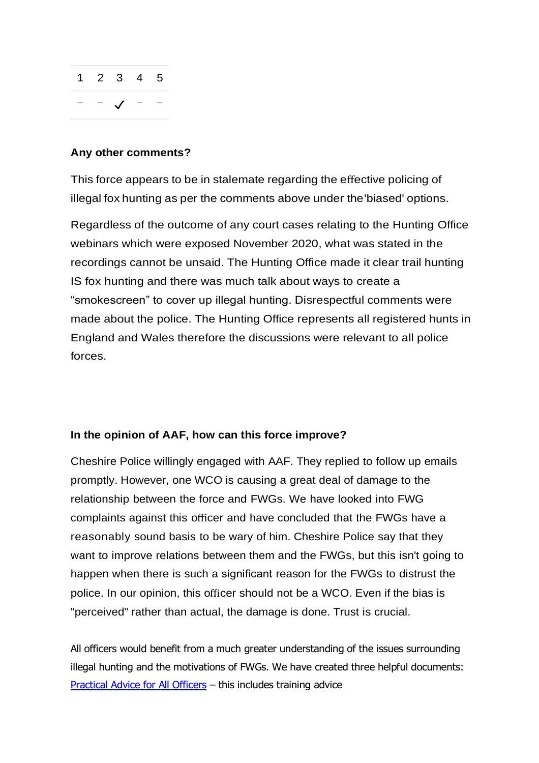| 1 | 2 | 3 | 4 | 5 |
|---|---|---|---|---|
| – | – | ✓ | – | – |

**Any other comments?**

This force appears to be in stalemate regarding the effective policing of illegal fox hunting as per the comments above under the'biased' options.

Regardless of the outcome of any court cases relating to the Hunting Office webinars which were exposed November 2020, what was stated in the recordings cannot be unsaid. The Hunting Office made it clear trail hunting IS fox hunting and there was much talk about ways to create a "smokescreen" to cover up illegal hunting. Disrespectful comments were made about the police. The Hunting Office represents all registered hunts in England and Wales therefore the discussions were relevant to all police forces.

**In the opinion of AAF, how can this force improve?**

Cheshire Police willingly engaged with AAF. They replied to follow up emails promptly. However, one WCO is causing a great deal of damage to the relationship between the force and FWGs. We have looked into FWG complaints against this officer and have concluded that the FWGs have a reasonably sound basis to be wary of him. Cheshire Police say that they want to improve relations between them and the FWGs, but this isn't going to happen when there is such a significant reason for the FWGs to distrust the police. In our opinion, this officer should not be a WCO. Even if the bias is "perceived" rather than actual, the damage is done. Trust is crucial.

All officers would benefit from a much greater understanding of the issues surrounding illegal hunting and the motivations of FWGs. We have created three helpful documents:

Practical Advice for All Officers – this includes training advice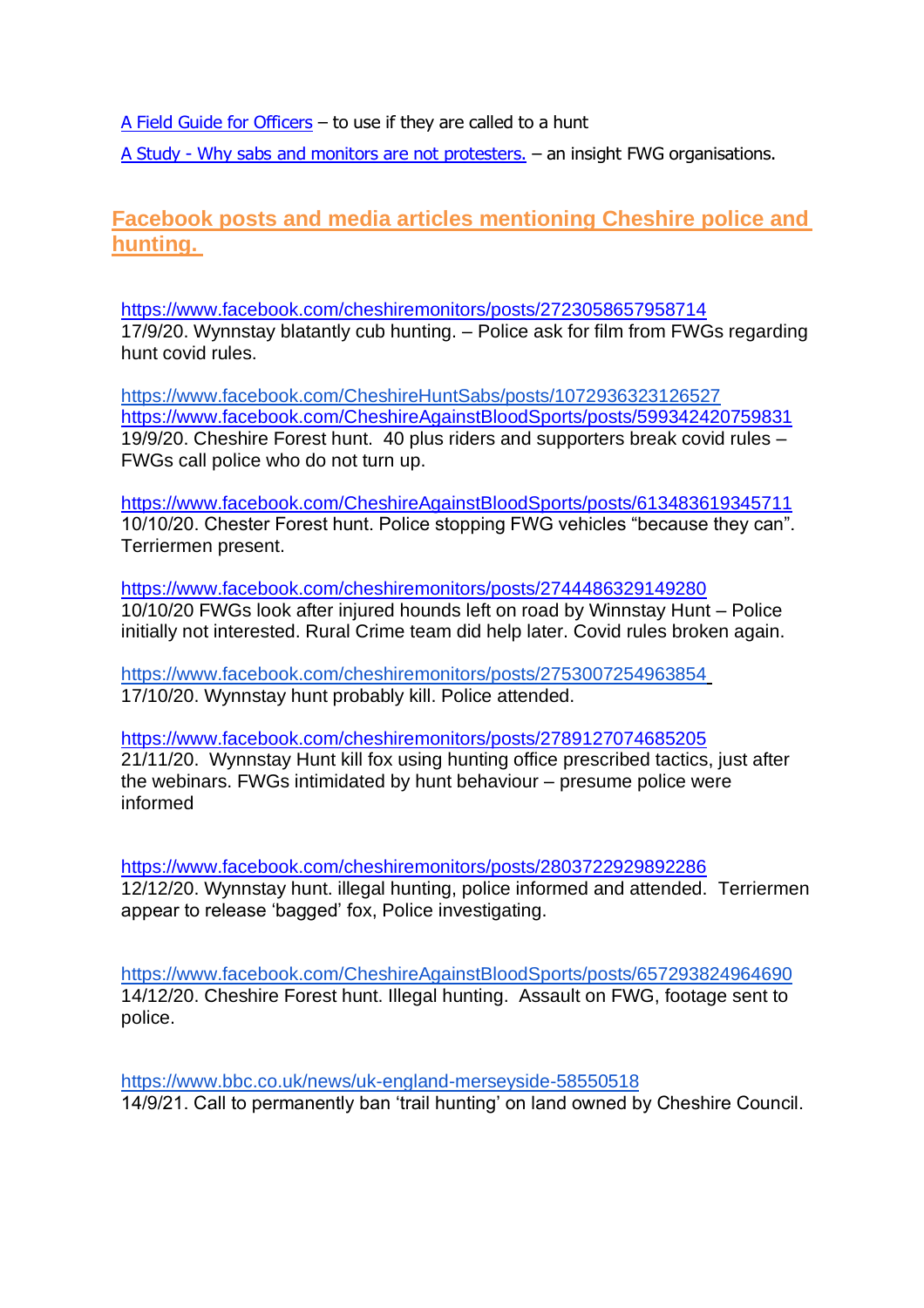[A Field Guide for Officers](#) – to use if they are called to a hunt

[A Study - Why sabs and monitors are not protesters.](#) – an insight FWG organisations.

## Facebook posts and media articles mentioning Cheshire police and hunting.

https://www.facebook.com/cheshiremonitors/posts/2723058657958714
17/9/20. Wynnstay blatantly cub hunting. – Police ask for film from FWGs regarding hunt covid rules.

https://www.facebook.com/CheshireHuntSabs/posts/1072936323126527
https://www.facebook.com/CheshireAgainstBloodSports/posts/599342420759831
19/9/20. Cheshire Forest hunt. 40 plus riders and supporters break covid rules – FWGs call police who do not turn up.

https://www.facebook.com/CheshireAgainstBloodSports/posts/613483619345711
10/10/20. Chester Forest hunt. Police stopping FWG vehicles "because they can". Terriermen present.

https://www.facebook.com/cheshiremonitors/posts/2744486329149280
10/10/20 FWGs look after injured hounds left on road by Winnstay Hunt – Police initially not interested. Rural Crime team did help later. Covid rules broken again.

https://www.facebook.com/cheshiremonitors/posts/2753007254963854
17/10/20. Wynnstay hunt probably kill. Police attended.

https://www.facebook.com/cheshiremonitors/posts/2789127074685205
21/11/20. Wynnstay Hunt kill fox using hunting office prescribed tactics, just after the webinars. FWGs intimidated by hunt behaviour – presume police were informed

https://www.facebook.com/cheshiremonitors/posts/2803722929892286
12/12/20. Wynnstay hunt. illegal hunting, police informed and attended. Terriermen appear to release 'bagged' fox, Police investigating.

https://www.facebook.com/CheshireAgainstBloodSports/posts/657293824964690
14/12/20. Cheshire Forest hunt. Illegal hunting. Assault on FWG, footage sent to police.

https://www.bbc.co.uk/news/uk-england-merseyside-58550518
14/9/21. Call to permanently ban 'trail hunting' on land owned by Cheshire Council.